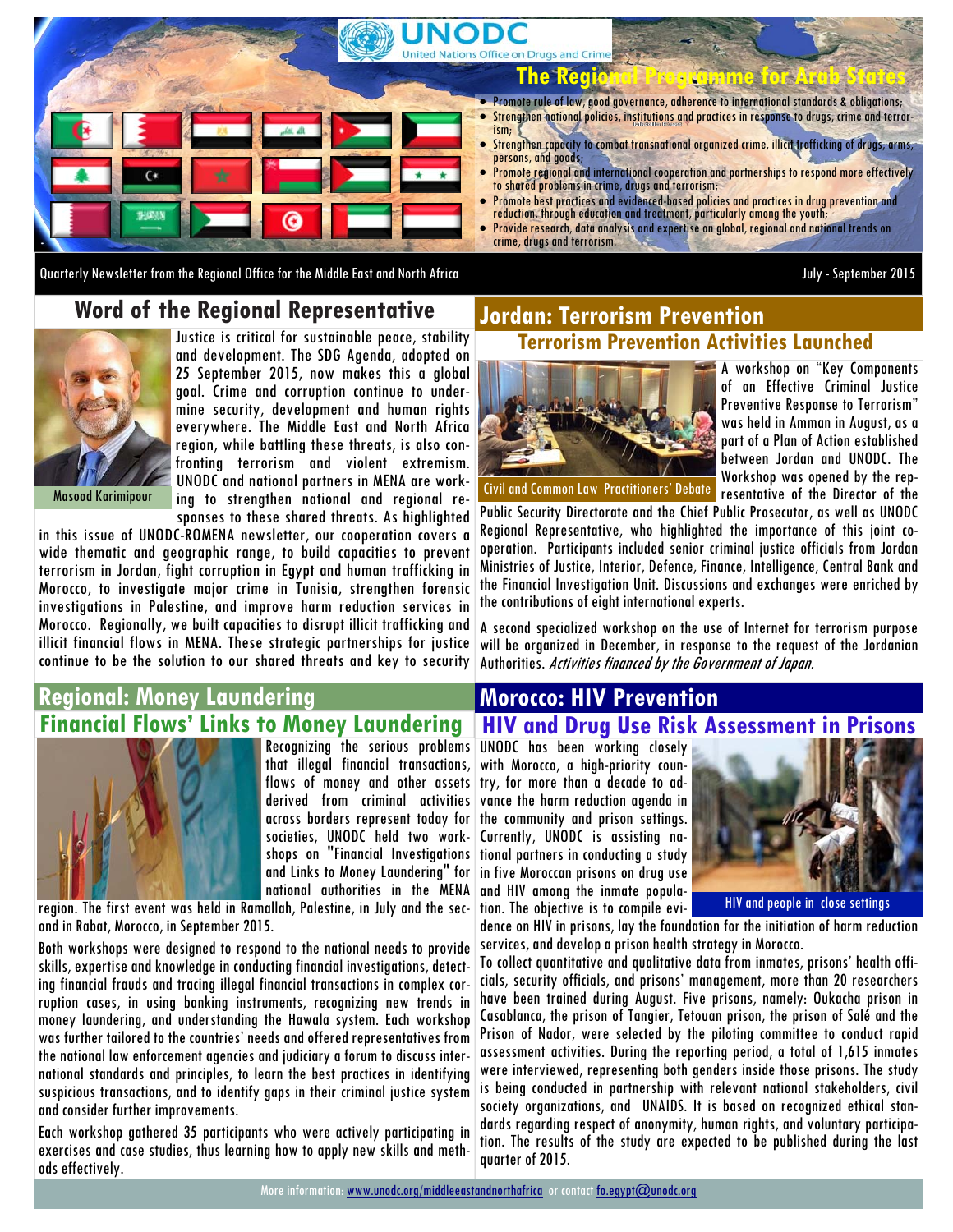# UNODC

United Nations Office on Drugs and Crime

## The Regional Programme for Arab States

- Promote rule of law, good governance, adherence to international standards & obligations;
- Strengthen national policies, institutions and practices in response to drugs, crime and terrorism;
- Strengthen capacity to combat transnational organized crime, illicit trafficking of drugs, arms, persons, and goods;
- Promote regional and international cooperation and partnerships to respond more effectively to shared problems in crime, drugs and terrorism;
- Promote best practices and evidenced-based policies and practices in drug prevention and reduction, through education and treatment, particularly among the youth;
- Provide research, data analysis and expertise on global, regional and national trends on crime, drugs and terrorism.

Quarterly Newsletter from the Regional Office for the Middle East and North Africa

July - September 2015

## Word of the Regional Representative

Masood Karimipour

Justice is critical for sustainable peace, stability and development. The SDG Agenda, adopted on 25 September 2015, now makes this a global goal. Crime and corruption continue to undermine security, development and human rights everywhere. The Middle East and North Africa region, while battling these threats, is also confronting terrorism and violent extremism. UNODC and national partners in MENA are working to strengthen national and regional responses to these shared threats. As highlighted in this issue of UNODC-ROMENA newsletter, our cooperation covers a wide thematic and geographic range, to build capacities to prevent terrorism in Jordan, fight corruption in Egypt and human trafficking in Morocco, to investigate major crime in Tunisia, strengthen forensic investigations in Palestine, and improve harm reduction services in Morocco. Regionally, we built capacities to disrupt illicit trafficking and illicit financial flows in MENA. These strategic partnerships for justice continue to be the solution to our shared threats and key to security

## Jordan: Terrorism Prevention

### Terrorism Prevention Activities Launched

Civil and Common Law Practitioners' Debate

A workshop on "Key Components of an Effective Criminal Justice Preventive Response to Terrorism" was held in Amman in August, as a part of a Plan of Action established between Jordan and UNODC. The Workshop was opened by the representative of the Director of the Public Security Directorate and the Chief Public Prosecutor, as well as UNODC Regional Representative, who highlighted the importance of this joint cooperation. Participants included senior criminal justice officials from Jordan Ministries of Justice, Interior, Defence, Finance, Intelligence, Central Bank and the Financial Investigation Unit. Discussions and exchanges were enriched by the contributions of eight international experts.

A second specialized workshop on the use of Internet for terrorism purpose will be organized in December, in response to the request of the Jordanian Authorities. *Activities financed by the Government of Japan.*

## Regional: Money Laundering

### Financial Flows' Links to Money Laundering

Recognizing the serious problems that illegal financial transactions, flows of money and other assets derived from criminal activities across borders represent today for societies, UNODC held two workshops on "Financial Investigations and Links to Money Laundering" for national authorities in the MENA region. The first event was held in Ramallah, Palestine, in July and the second in Rabat, Morocco, in September 2015.

Both workshops were designed to respond to the national needs to provide skills, expertise and knowledge in conducting financial investigations, detecting financial frauds and tracing illegal financial transactions in complex corruption cases, in using banking instruments, recognizing new trends in money laundering, and understanding the Hawala system. Each workshop was further tailored to the countries' needs and offered representatives from the national law enforcement agencies and judiciary a forum to discuss international standards and principles, to learn the best practices in identifying suspicious transactions, and to identify gaps in their criminal justice system and consider further improvements.

Each workshop gathered 35 participants who were actively participating in exercises and case studies, thus learning how to apply new skills and methods effectively.

## Morocco: HIV Prevention

### HIV and Drug Use Risk Assessment in Prisons

UNODC has been working closely with Morocco, a high-priority country, for more than a decade to advance the harm reduction agenda in the community and prison settings. Currently, UNODC is assisting national partners in conducting a study in five Moroccan prisons on drug use and HIV among the inmate population. The objective is to compile evidence on HIV in prisons, lay the foundation for the initiation of harm reduction services, and develop a prison health strategy in Morocco.

HIV and people in close settings

To collect quantitative and qualitative data from inmates, prisons' health officials, security officials, and prisons' management, more than 20 researchers have been trained during August. Five prisons, namely: Oukacha prison in Casablanca, the prison of Tangier, Tetouan prison, the prison of Salé and the Prison of Nador, were selected by the piloting committee to conduct rapid assessment activities. During the reporting period, a total of 1,615 inmates were interviewed, representing both genders inside those prisons. The study is being conducted in partnership with relevant national stakeholders, civil society organizations, and UNAIDS. It is based on recognized ethical standards regarding respect of anonymity, human rights, and voluntary participation. The results of the study are expected to be published during the last quarter of 2015.

More information: www.unodc.org/middleeastandnorthafrica or contact fo.egypt@unodc.org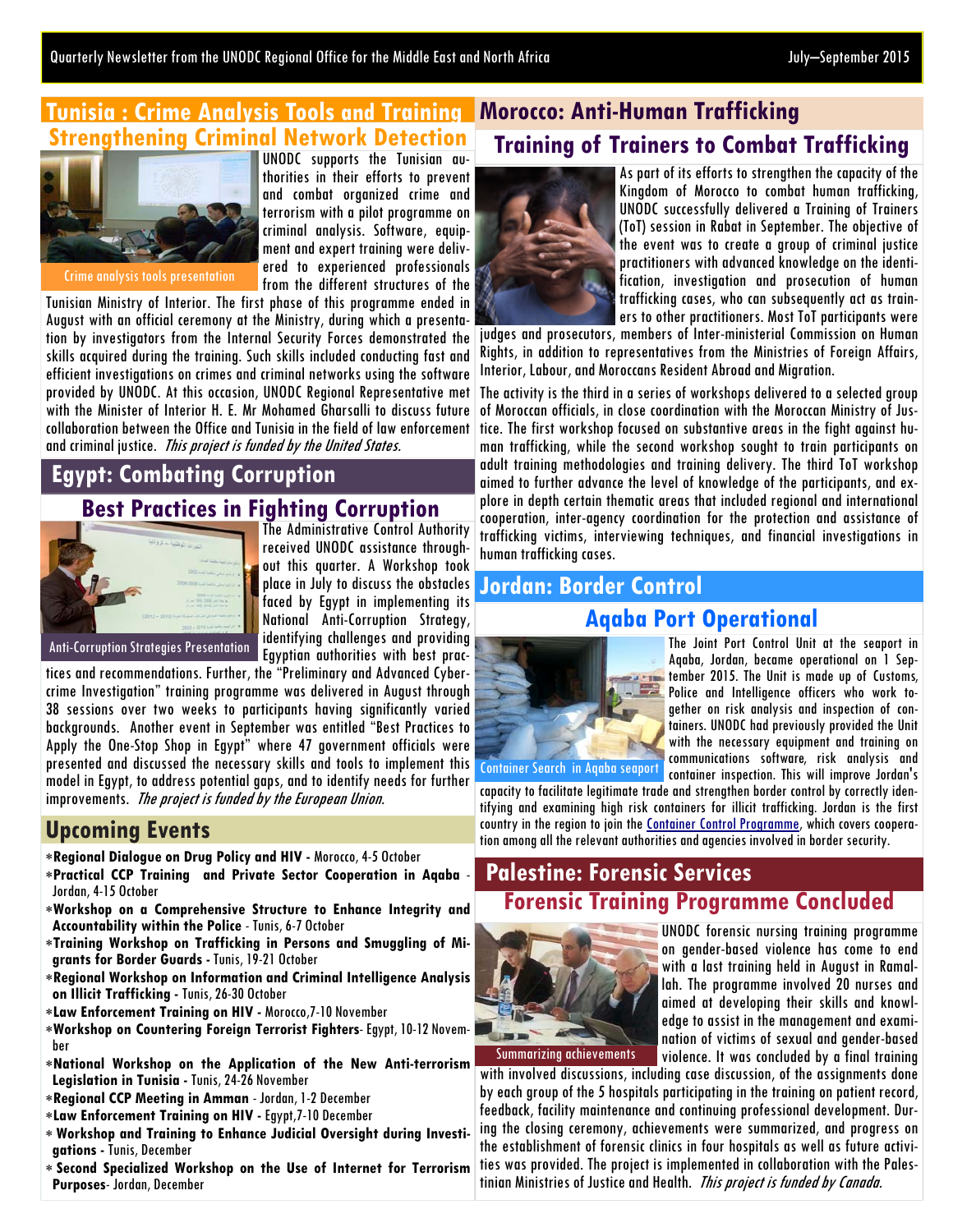## Tunisia : Crime Analysis Tools and Training

### Strengthening Criminal Network Detection

Crime analysis tools presentation

UNODC supports the Tunisian authorities in their efforts to prevent and combat organized crime and terrorism with a pilot programme on criminal analysis. Software, equipment and expert training were delivered to experienced professionals from the different structures of the Tunisian Ministry of Interior. The first phase of this programme ended in August with an official ceremony at the Ministry, during which a presentation by investigators from the Internal Security Forces demonstrated the skills acquired during the training. Such skills included conducting fast and efficient investigations on crimes and criminal networks using the software provided by UNODC. At this occasion, UNODC Regional Representative met with the Minister of Interior H. E. Mr Mohamed Gharsalli to discuss future collaboration between the Office and Tunisia in the field of law enforcement and criminal justice. *This project is funded by the United States.*

## Egypt: Combating Corruption

### Best Practices in Fighting Corruption

Anti-Corruption Strategies Presentation

The Administrative Control Authority received UNODC assistance throughout this quarter. A Workshop took place in July to discuss the obstacles faced by Egypt in implementing its National Anti-Corruption Strategy, identifying challenges and providing Egyptian authorities with best practices and recommendations. Further, the "Preliminary and Advanced Cybercrime Investigation" training programme was delivered in August through 38 sessions over two weeks to participants having significantly varied backgrounds. Another event in September was entitled "Best Practices to Apply the One-Stop Shop in Egypt" where 47 government officials were presented and discussed the necessary skills and tools to implement this model in Egypt, to address potential gaps, and to identify needs for further improvements. *The project is funded by the European Union.*

## Upcoming Events

- **Regional Dialogue on Drug Policy and HIV -** Morocco, 4-5 October
- **Practical CCP Training and Private Sector Cooperation in Aqaba** - Jordan, 4-15 October
- **Workshop on a Comprehensive Structure to Enhance Integrity and Accountability within the Police** - Tunis, 6-7 October
- **Training Workshop on Trafficking in Persons and Smuggling of Migrants for Border Guards -** Tunis, 19-21 October
- **Regional Workshop on Information and Criminal Intelligence Analysis on Illicit Trafficking -** Tunis, 26-30 October
- **Law Enforcement Training on HIV -** Morocco,7-10 November
- **Workshop on Countering Foreign Terrorist Fighters**- Egypt, 10-12 November
- **National Workshop on the Application of the New Anti-terrorism Legislation in Tunisia -** Tunis, 24-26 November
- **Regional CCP Meeting in Amman** - Jordan, 1-2 December
- **Law Enforcement Training on HIV -** Egypt,7-10 December
- **Workshop and Training to Enhance Judicial Oversight during Investigations -** Tunis, December
- **Second Specialized Workshop on the Use of Internet for Terrorism Purposes**- Jordan, December

## Morocco: Anti-Human Trafficking

### Training of Trainers to Combat Trafficking

As part of its efforts to strengthen the capacity of the Kingdom of Morocco to combat human trafficking, UNODC successfully delivered a Training of Trainers (ToT) session in Rabat in September. The objective of the event was to create a group of criminal justice practitioners with advanced knowledge on the identification, investigation and prosecution of human trafficking cases, who can subsequently act as trainers to other practitioners. Most ToT participants were judges and prosecutors, members of Inter-ministerial Commission on Human Rights, in addition to representatives from the Ministries of Foreign Affairs, Interior, Labour, and Moroccans Resident Abroad and Migration.

The activity is the third in a series of workshops delivered to a selected group of Moroccan officials, in close coordination with the Moroccan Ministry of Justice. The first workshop focused on substantive areas in the fight against human trafficking, while the second workshop sought to train participants on adult training methodologies and training delivery. The third ToT workshop aimed to further advance the level of knowledge of the participants, and explore in depth certain thematic areas that included regional and international cooperation, inter-agency coordination for the protection and assistance of trafficking victims, interviewing techniques, and financial investigations in human trafficking cases.

## Jordan: Border Control

### Aqaba Port Operational

Container Search in Aqaba seaport

The Joint Port Control Unit at the seaport in Aqaba, Jordan, became operational on 1 September 2015. The Unit is made up of Customs, Police and Intelligence officers who work together on risk analysis and inspection of containers. UNODC had previously provided the Unit with the necessary equipment and training on communications software, risk analysis and container inspection. This will improve Jordan's capacity to facilitate legitimate trade and strengthen border control by correctly identifying and examining high risk containers for illicit trafficking. Jordan is the first country in the region to join the Container Control Programme, which covers cooperation among all the relevant authorities and agencies involved in border security.

## Palestine: Forensic Services

### Forensic Training Programme Concluded

Summarizing achievements

UNODC forensic nursing training programme on gender-based violence has come to end with a last training held in August in Ramallah. The programme involved 20 nurses and aimed at developing their skills and knowledge to assist in the management and examination of victims of sexual and gender-based violence. It was concluded by a final training with involved discussions, including case discussion, of the assignments done by each group of the 5 hospitals participating in the training on patient record, feedback, facility maintenance and continuing professional development. During the closing ceremony, achievements were summarized, and progress on the establishment of forensic clinics in four hospitals as well as future activities was provided. The project is implemented in collaboration with the Palestinian Ministries of Justice and Health. *This project is funded by Canada.*